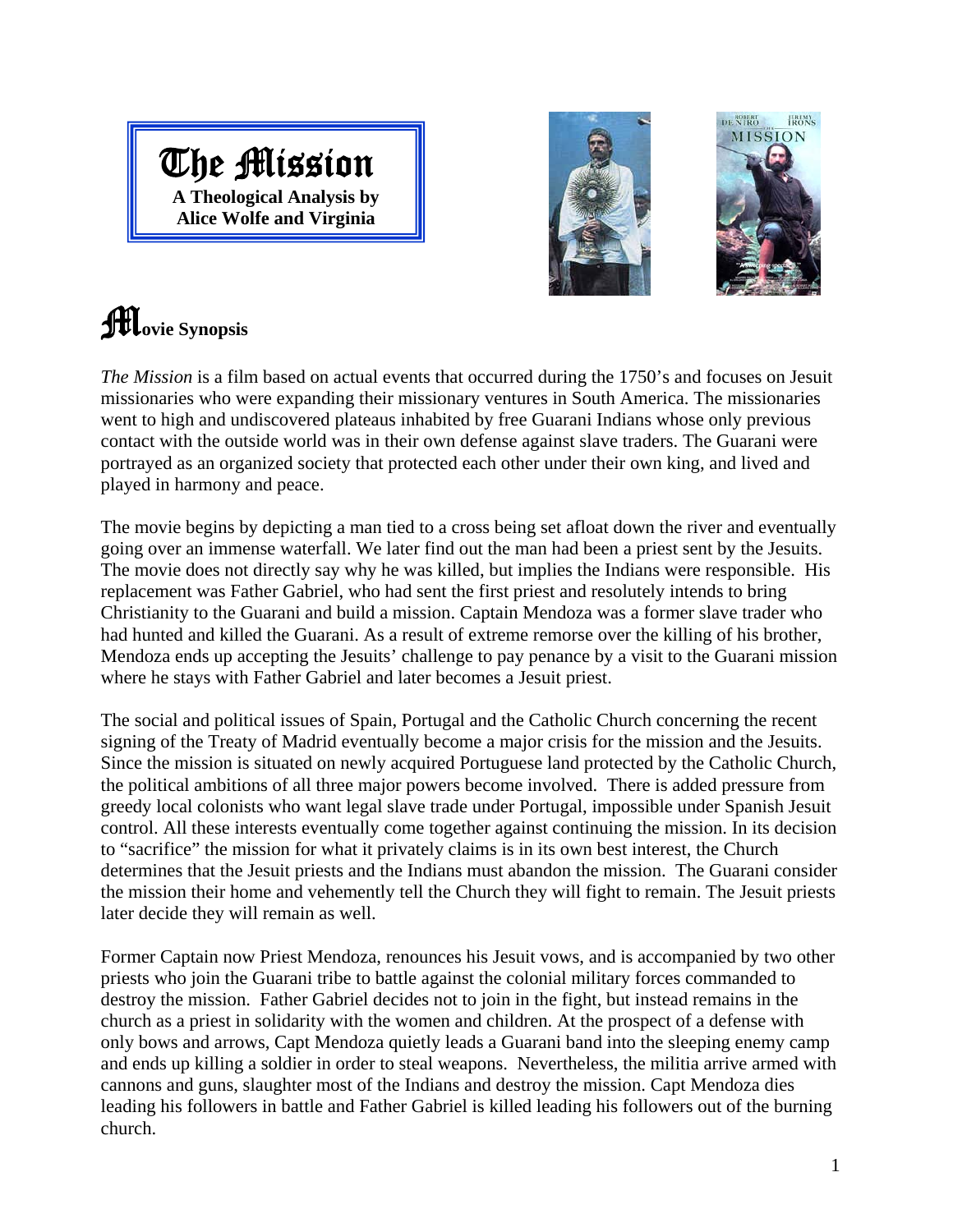# The Mission

**A Theological Analysis by Alice Wolfe and Virginia**

## Movie Synopsis

*The Mission* is a film based on actual events that occurred during the 1750's and focuses on Jesuit missionaries who were expanding their missionary ventures in South America. The missionaries went to high and undiscovered plateaus inhabited by free Guarani Indians whose only previous contact with the outside world was in their own defense against slave traders. The Guarani were portrayed as an organized society that protected each other under their own king, and lived and played in harmony and peace.

The movie begins by depicting a man tied to a cross being set afloat down the river and eventually going over an immense waterfall. We later find out the man had been a priest sent by the Jesuits. The movie does not directly say why he was killed, but implies the Indians were responsible. His replacement was Father Gabriel, who had sent the first priest and resolutely intends to bring Christianity to the Guarani and build a mission. Captain Mendoza was a former slave trader who had hunted and killed the Guarani. As a result of extreme remorse over the killing of his brother, Mendoza ends up accepting the Jesuits' challenge to pay penance by a visit to the Guarani mission where he stays with Father Gabriel and later becomes a Jesuit priest.

The social and political issues of Spain, Portugal and the Catholic Church concerning the recent signing of the Treaty of Madrid eventually become a major crisis for the mission and the Jesuits. Since the mission is situated on newly acquired Portuguese land protected by the Catholic Church, the political ambitions of all three major powers become involved. There is added pressure from greedy local colonists who want legal slave trade under Portugal, impossible under Spanish Jesuit control. All these interests eventually come together against continuing the mission. In its decision to "sacrifice" the mission for what it privately claims is in its own best interest, the Church determines that the Jesuit priests and the Indians must abandon the mission. The Guarani consider the mission their home and vehemently tell the Church they will fight to remain. The Jesuit priests later decide they will remain as well.

Former Captain now Priest Mendoza, renounces his Jesuit vows, and is accompanied by two other priests who join the Guarani tribe to battle against the colonial military forces commanded to destroy the mission. Father Gabriel decides not to join in the fight, but instead remains in the church as a priest in solidarity with the women and children. At the prospect of a defense with only bows and arrows, Capt Mendoza quietly leads a Guarani band into the sleeping enemy camp and ends up killing a soldier in order to steal weapons. Nevertheless, the militia arrive armed with cannons and guns, slaughter most of the Indians and destroy the mission. Capt Mendoza dies leading his followers in battle and Father Gabriel is killed leading his followers out of the burning church.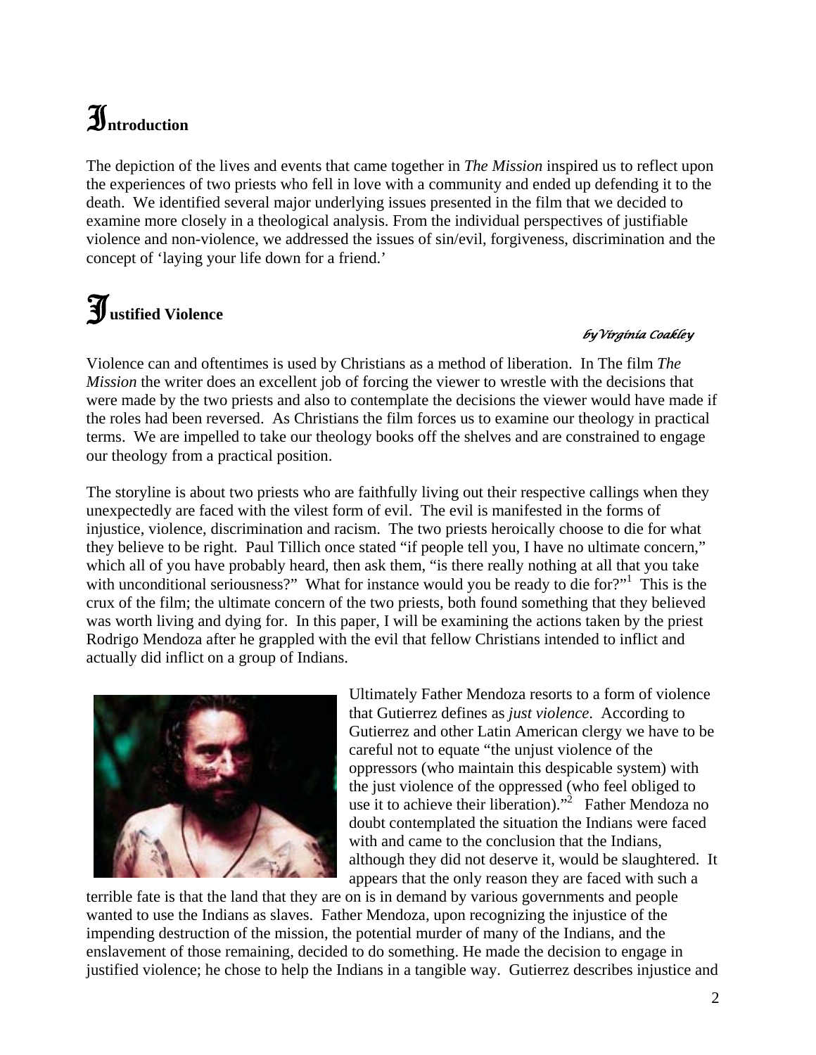# Introduction

The depiction of the lives and events that came together in *The Mission* inspired us to reflect upon the experiences of two priests who fell in love with a community and ended up defending it to the death. We identified several major underlying issues presented in the film that we decided to examine more closely in a theological analysis. From the individual perspectives of justifiable violence and non-violence, we addressed the issues of sin/evil, forgiveness, discrimination and the concept of 'laying your life down for a friend.'

# Justified Violence

*by Virginia Coakley*

Violence can and oftentimes is used by Christians as a method of liberation. In The film *The Mission* the writer does an excellent job of forcing the viewer to wrestle with the decisions that were made by the two priests and also to contemplate the decisions the viewer would have made if the roles had been reversed. As Christians the film forces us to examine our theology in practical terms. We are impelled to take our theology books off the shelves and are constrained to engage our theology from a practical position.

The storyline is about two priests who are faithfully living out their respective callings when they unexpectedly are faced with the vilest form of evil. The evil is manifested in the forms of injustice, violence, discrimination and racism. The two priests heroically choose to die for what they believe to be right. Paul Tillich once stated "if people tell you, I have no ultimate concern," which all of you have probably heard, then ask them, "is there really nothing at all that you take with unconditional seriousness?" What for instance would you be ready to die for?"[1] This is the crux of the film; the ultimate concern of the two priests, both found something that they believed was worth living and dying for. In this paper, I will be examining the actions taken by the priest Rodrigo Mendoza after he grappled with the evil that fellow Christians intended to inflict and actually did inflict on a group of Indians.

Ultimately Father Mendoza resorts to a form of violence that Gutierrez defines as *just violence*. According to Gutierrez and other Latin American clergy we have to be careful not to equate "the unjust violence of the oppressors (who maintain this despicable system) with the just violence of the oppressed (who feel obliged to use it to achieve their liberation)."[2] Father Mendoza no doubt contemplated the situation the Indians were faced with and came to the conclusion that the Indians, although they did not deserve it, would be slaughtered. It appears that the only reason they are faced with such a terrible fate is that the land that they are on is in demand by various governments and people wanted to use the Indians as slaves. Father Mendoza, upon recognizing the injustice of the impending destruction of the mission, the potential murder of many of the Indians, and the enslavement of those remaining, decided to do something. He made the decision to engage in justified violence; he chose to help the Indians in a tangible way. Gutierrez describes injustice and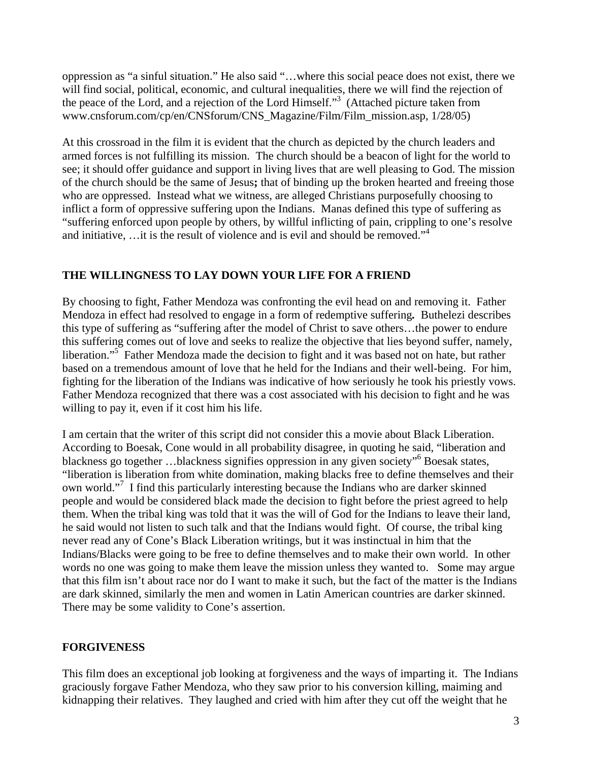oppression as "a sinful situation." He also said "…where this social peace does not exist, there we will find social, political, economic, and cultural inequalities, there we will find the rejection of the peace of the Lord, and a rejection of the Lord Himself."[3] (Attached picture taken from www.cnsforum.com/cp/en/CNSforum/CNS_Magazine/Film/Film_mission.asp, 1/28/05)

At this crossroad in the film it is evident that the church as depicted by the church leaders and armed forces is not fulfilling its mission. The church should be a beacon of light for the world to see; it should offer guidance and support in living lives that are well pleasing to God. The mission of the church should be the same of Jesus**;** that of binding up the broken hearted and freeing those who are oppressed. Instead what we witness, are alleged Christians purposefully choosing to inflict a form of oppressive suffering upon the Indians. Manas defined this type of suffering as "suffering enforced upon people by others, by willful inflicting of pain, crippling to one's resolve and initiative, …it is the result of violence and is evil and should be removed."[4]

## THE WILLINGNESS TO LAY DOWN YOUR LIFE FOR A FRIEND

By choosing to fight, Father Mendoza was confronting the evil head on and removing it. Father Mendoza in effect had resolved to engage in a form of redemptive suffering**.** Buthelezi describes this type of suffering as "suffering after the model of Christ to save others…the power to endure this suffering comes out of love and seeks to realize the objective that lies beyond suffer, namely, liberation."[5] Father Mendoza made the decision to fight and it was based not on hate, but rather based on a tremendous amount of love that he held for the Indians and their well-being. For him, fighting for the liberation of the Indians was indicative of how seriously he took his priestly vows. Father Mendoza recognized that there was a cost associated with his decision to fight and he was willing to pay it, even if it cost him his life.

I am certain that the writer of this script did not consider this a movie about Black Liberation. According to Boesak, Cone would in all probability disagree, in quoting he said, "liberation and blackness go together …blackness signifies oppression in any given society"[6] Boesak states, "liberation is liberation from white domination, making blacks free to define themselves and their own world."[7] I find this particularly interesting because the Indians who are darker skinned people and would be considered black made the decision to fight before the priest agreed to help them. When the tribal king was told that it was the will of God for the Indians to leave their land, he said would not listen to such talk and that the Indians would fight. Of course, the tribal king never read any of Cone's Black Liberation writings, but it was instinctual in him that the Indians/Blacks were going to be free to define themselves and to make their own world. In other words no one was going to make them leave the mission unless they wanted to. Some may argue that this film isn't about race nor do I want to make it such, but the fact of the matter is the Indians are dark skinned, similarly the men and women in Latin American countries are darker skinned. There may be some validity to Cone's assertion.

## FORGIVENESS

This film does an exceptional job looking at forgiveness and the ways of imparting it. The Indians graciously forgave Father Mendoza, who they saw prior to his conversion killing, maiming and kidnapping their relatives. They laughed and cried with him after they cut off the weight that he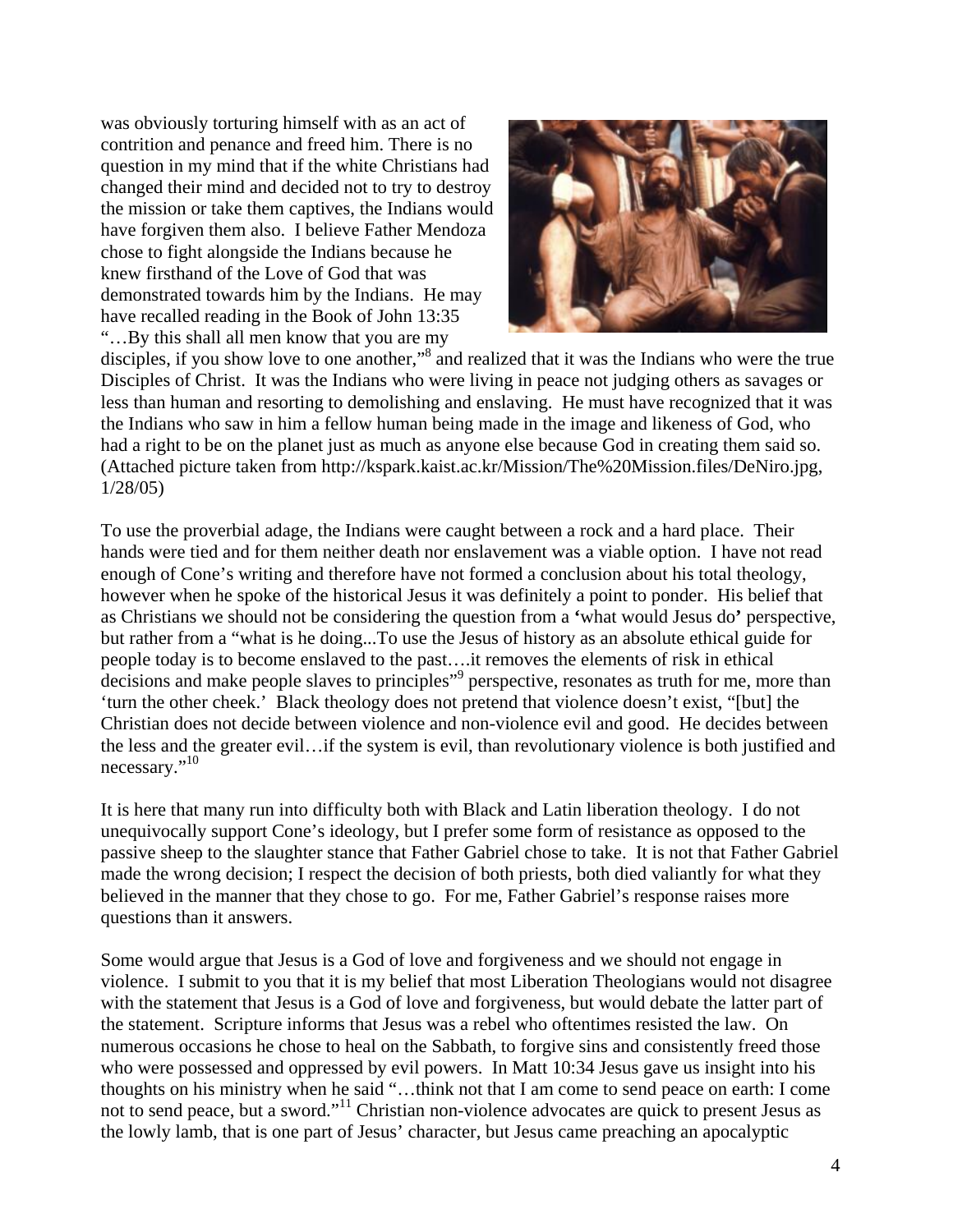was obviously torturing himself with as an act of contrition and penance and freed him. There is no question in my mind that if the white Christians had changed their mind and decided not to try to destroy the mission or take them captives, the Indians would have forgiven them also. I believe Father Mendoza chose to fight alongside the Indians because he knew firsthand of the Love of God that was demonstrated towards him by the Indians. He may have recalled reading in the Book of John 13:35 "…By this shall all men know that you are my disciples, if you show love to one another,"[8] and realized that it was the Indians who were the true Disciples of Christ. It was the Indians who were living in peace not judging others as savages or less than human and resorting to demolishing and enslaving. He must have recognized that it was the Indians who saw in him a fellow human being made in the image and likeness of God, who had a right to be on the planet just as much as anyone else because God in creating them said so. (Attached picture taken from http://kspark.kaist.ac.kr/Mission/The%20Mission.files/DeNiro.jpg, 1/28/05)

To use the proverbial adage, the Indians were caught between a rock and a hard place. Their hands were tied and for them neither death nor enslavement was a viable option. I have not read enough of Cone's writing and therefore have not formed a conclusion about his total theology, however when he spoke of the historical Jesus it was definitely a point to ponder. His belief that as Christians we should not be considering the question from a **'**what would Jesus do**'** perspective, but rather from a "what is he doing...To use the Jesus of history as an absolute ethical guide for people today is to become enslaved to the past….it removes the elements of risk in ethical decisions and make people slaves to principles"[9] perspective, resonates as truth for me, more than 'turn the other cheek.' Black theology does not pretend that violence doesn't exist, "[but] the Christian does not decide between violence and non-violence evil and good. He decides between the less and the greater evil…if the system is evil, than revolutionary violence is both justified and necessary."[10]

It is here that many run into difficulty both with Black and Latin liberation theology. I do not unequivocally support Cone's ideology, but I prefer some form of resistance as opposed to the passive sheep to the slaughter stance that Father Gabriel chose to take. It is not that Father Gabriel made the wrong decision; I respect the decision of both priests, both died valiantly for what they believed in the manner that they chose to go. For me, Father Gabriel's response raises more questions than it answers.

Some would argue that Jesus is a God of love and forgiveness and we should not engage in violence. I submit to you that it is my belief that most Liberation Theologians would not disagree with the statement that Jesus is a God of love and forgiveness, but would debate the latter part of the statement. Scripture informs that Jesus was a rebel who oftentimes resisted the law. On numerous occasions he chose to heal on the Sabbath, to forgive sins and consistently freed those who were possessed and oppressed by evil powers. In Matt 10:34 Jesus gave us insight into his thoughts on his ministry when he said "…think not that I am come to send peace on earth: I come not to send peace, but a sword."[11] Christian non-violence advocates are quick to present Jesus as the lowly lamb, that is one part of Jesus' character, but Jesus came preaching an apocalyptic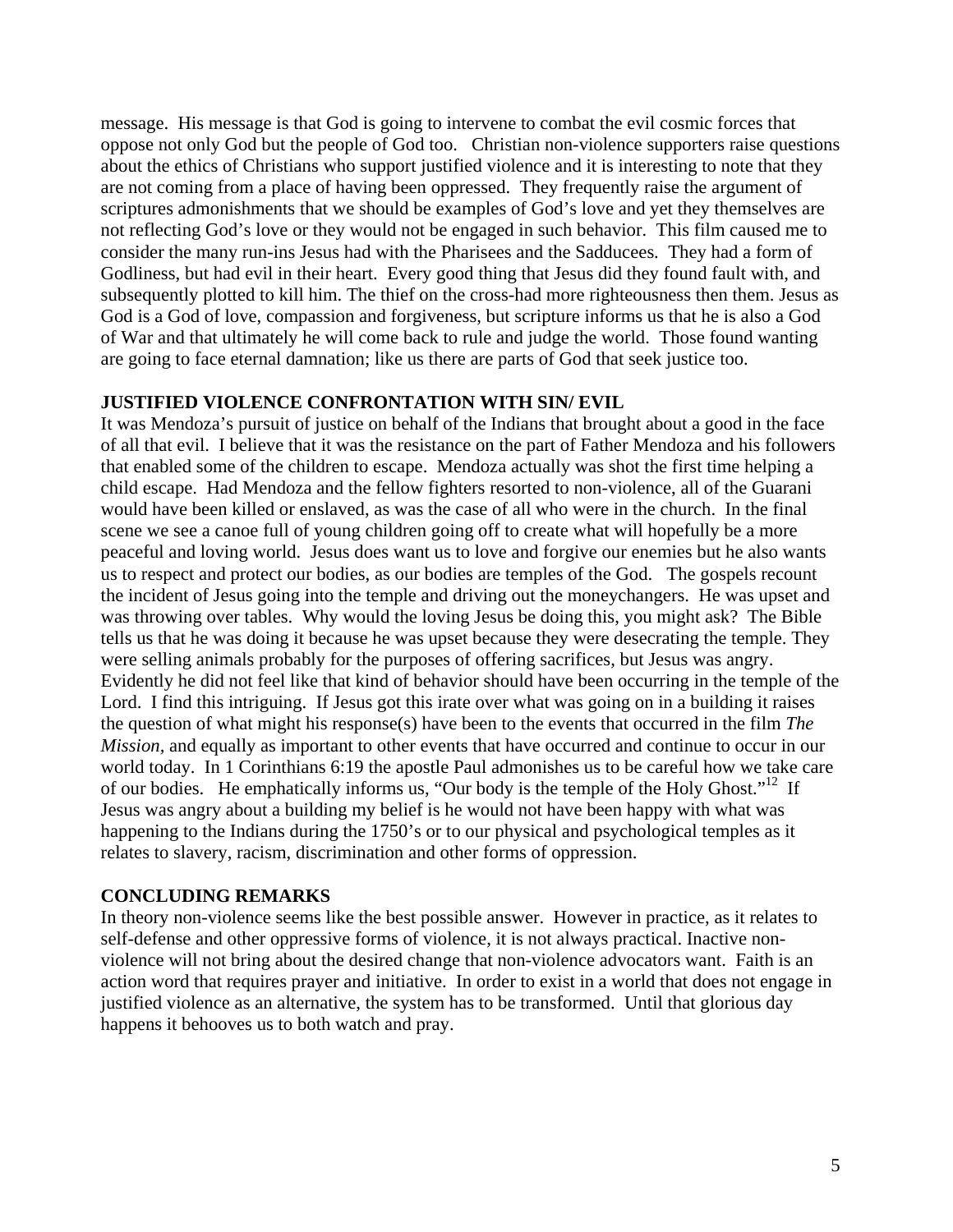message. His message is that God is going to intervene to combat the evil cosmic forces that oppose not only God but the people of God too. Christian non-violence supporters raise questions about the ethics of Christians who support justified violence and it is interesting to note that they are not coming from a place of having been oppressed. They frequently raise the argument of scriptures admonishments that we should be examples of God's love and yet they themselves are not reflecting God's love or they would not be engaged in such behavior. This film caused me to consider the many run-ins Jesus had with the Pharisees and the Sadducees. They had a form of Godliness, but had evil in their heart. Every good thing that Jesus did they found fault with, and subsequently plotted to kill him. The thief on the cross-had more righteousness then them. Jesus as God is a God of love, compassion and forgiveness, but scripture informs us that he is also a God of War and that ultimately he will come back to rule and judge the world. Those found wanting are going to face eternal damnation; like us there are parts of God that seek justice too.

## JUSTIFIED VIOLENCE CONFRONTATION WITH SIN/ EVIL

It was Mendoza's pursuit of justice on behalf of the Indians that brought about a good in the face of all that evil. I believe that it was the resistance on the part of Father Mendoza and his followers that enabled some of the children to escape. Mendoza actually was shot the first time helping a child escape. Had Mendoza and the fellow fighters resorted to non-violence, all of the Guarani would have been killed or enslaved, as was the case of all who were in the church. In the final scene we see a canoe full of young children going off to create what will hopefully be a more peaceful and loving world. Jesus does want us to love and forgive our enemies but he also wants us to respect and protect our bodies, as our bodies are temples of the God. The gospels recount the incident of Jesus going into the temple and driving out the moneychangers. He was upset and was throwing over tables. Why would the loving Jesus be doing this, you might ask? The Bible tells us that he was doing it because he was upset because they were desecrating the temple. They were selling animals probably for the purposes of offering sacrifices, but Jesus was angry. Evidently he did not feel like that kind of behavior should have been occurring in the temple of the Lord. I find this intriguing. If Jesus got this irate over what was going on in a building it raises the question of what might his response(s) have been to the events that occurred in the film *The Mission,* and equally as important to other events that have occurred and continue to occur in our world today. In 1 Corinthians 6:19 the apostle Paul admonishes us to be careful how we take care of our bodies. He emphatically informs us, "Our body is the temple of the Holy Ghost."[12] If Jesus was angry about a building my belief is he would not have been happy with what was happening to the Indians during the 1750's or to our physical and psychological temples as it relates to slavery, racism, discrimination and other forms of oppression.

## CONCLUDING REMARKS

In theory non-violence seems like the best possible answer. However in practice, as it relates to self-defense and other oppressive forms of violence, it is not always practical. Inactive non-violence will not bring about the desired change that non-violence advocators want. Faith is an action word that requires prayer and initiative. In order to exist in a world that does not engage in justified violence as an alternative, the system has to be transformed. Until that glorious day happens it behooves us to both watch and pray.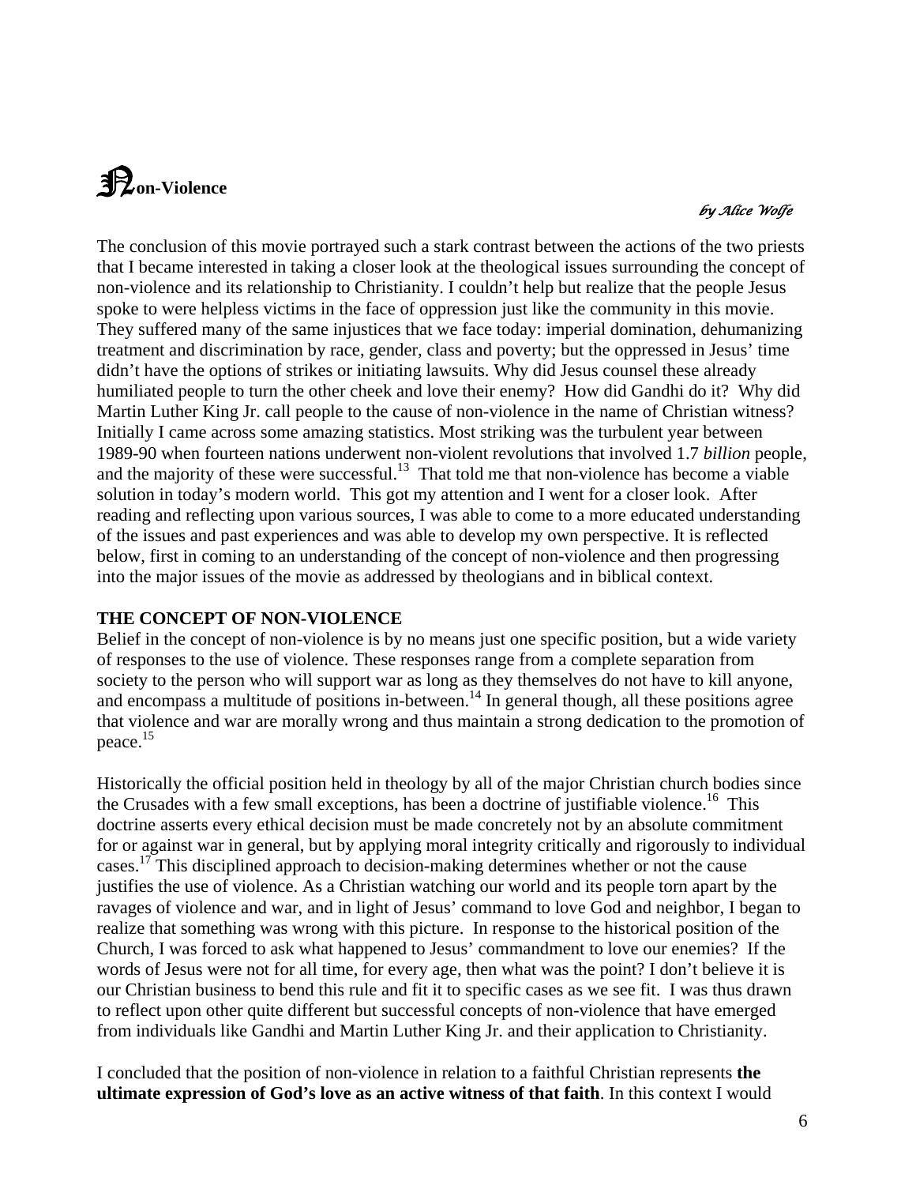# Non-Violence

*by Alice Wolfe*

The conclusion of this movie portrayed such a stark contrast between the actions of the two priests that I became interested in taking a closer look at the theological issues surrounding the concept of non-violence and its relationship to Christianity. I couldn't help but realize that the people Jesus spoke to were helpless victims in the face of oppression just like the community in this movie. They suffered many of the same injustices that we face today: imperial domination, dehumanizing treatment and discrimination by race, gender, class and poverty; but the oppressed in Jesus' time didn't have the options of strikes or initiating lawsuits. Why did Jesus counsel these already humiliated people to turn the other cheek and love their enemy? How did Gandhi do it? Why did Martin Luther King Jr. call people to the cause of non-violence in the name of Christian witness? Initially I came across some amazing statistics. Most striking was the turbulent year between 1989-90 when fourteen nations underwent non-violent revolutions that involved 1.7 *billion* people, and the majority of these were successful.[13] That told me that non-violence has become a viable solution in today's modern world. This got my attention and I went for a closer look. After reading and reflecting upon various sources, I was able to come to a more educated understanding of the issues and past experiences and was able to develop my own perspective. It is reflected below, first in coming to an understanding of the concept of non-violence and then progressing into the major issues of the movie as addressed by theologians and in biblical context.

## THE CONCEPT OF NON-VIOLENCE

Belief in the concept of non-violence is by no means just one specific position, but a wide variety of responses to the use of violence. These responses range from a complete separation from society to the person who will support war as long as they themselves do not have to kill anyone, and encompass a multitude of positions in-between.[14] In general though, all these positions agree that violence and war are morally wrong and thus maintain a strong dedication to the promotion of peace.[15]

Historically the official position held in theology by all of the major Christian church bodies since the Crusades with a few small exceptions, has been a doctrine of justifiable violence.[16] This doctrine asserts every ethical decision must be made concretely not by an absolute commitment for or against war in general, but by applying moral integrity critically and rigorously to individual cases.[17] This disciplined approach to decision-making determines whether or not the cause justifies the use of violence. As a Christian watching our world and its people torn apart by the ravages of violence and war, and in light of Jesus' command to love God and neighbor, I began to realize that something was wrong with this picture. In response to the historical position of the Church, I was forced to ask what happened to Jesus' commandment to love our enemies? If the words of Jesus were not for all time, for every age, then what was the point? I don't believe it is our Christian business to bend this rule and fit it to specific cases as we see fit. I was thus drawn to reflect upon other quite different but successful concepts of non-violence that have emerged from individuals like Gandhi and Martin Luther King Jr. and their application to Christianity.

I concluded that the position of non-violence in relation to a faithful Christian represents **the ultimate expression of God's love as an active witness of that faith**. In this context I would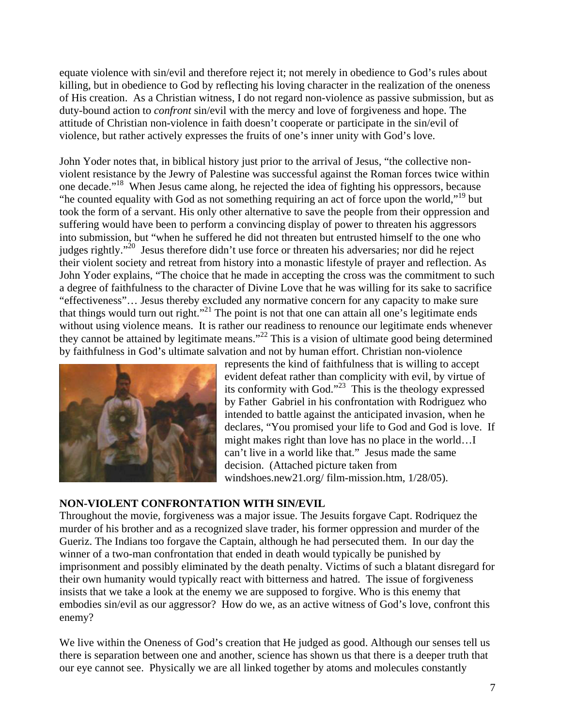equate violence with sin/evil and therefore reject it; not merely in obedience to God's rules about killing, but in obedience to God by reflecting his loving character in the realization of the oneness of His creation. As a Christian witness, I do not regard non-violence as passive submission, but as duty-bound action to *confront* sin/evil with the mercy and love of forgiveness and hope. The attitude of Christian non-violence in faith doesn't cooperate or participate in the sin/evil of violence, but rather actively expresses the fruits of one's inner unity with God's love.

John Yoder notes that, in biblical history just prior to the arrival of Jesus, "the collective non-violent resistance by the Jewry of Palestine was successful against the Roman forces twice within one decade."[18] When Jesus came along, he rejected the idea of fighting his oppressors, because "he counted equality with God as not something requiring an act of force upon the world,"[19] but took the form of a servant. His only other alternative to save the people from their oppression and suffering would have been to perform a convincing display of power to threaten his aggressors into submission, but "when he suffered he did not threaten but entrusted himself to the one who judges rightly."[20] Jesus therefore didn't use force or threaten his adversaries; nor did he reject their violent society and retreat from history into a monastic lifestyle of prayer and reflection. As John Yoder explains, "The choice that he made in accepting the cross was the commitment to such a degree of faithfulness to the character of Divine Love that he was willing for its sake to sacrifice "effectiveness"… Jesus thereby excluded any normative concern for any capacity to make sure that things would turn out right."[21] The point is not that one can attain all one's legitimate ends without using violence means. It is rather our readiness to renounce our legitimate ends whenever they cannot be attained by legitimate means."[22] This is a vision of ultimate good being determined by faithfulness in God's ultimate salvation and not by human effort. Christian non-violence represents the kind of faithfulness that is willing to accept evident defeat rather than complicity with evil, by virtue of its conformity with God."[23] This is the theology expressed by Father Gabriel in his confrontation with Rodriguez who intended to battle against the anticipated invasion, when he declares, "You promised your life to God and God is love. If might makes right than love has no place in the world…I can't live in a world like that." Jesus made the same decision. (Attached picture taken from windshoes.new21.org/ film-mission.htm, 1/28/05).

**NON-VIOLENT CONFRONTATION WITH SIN/EVIL**

Throughout the movie, forgiveness was a major issue. The Jesuits forgave Capt. Rodriquez the murder of his brother and as a recognized slave trader, his former oppression and murder of the Gueriz. The Indians too forgave the Captain, although he had persecuted them. In our day the winner of a two-man confrontation that ended in death would typically be punished by imprisonment and possibly eliminated by the death penalty. Victims of such a blatant disregard for their own humanity would typically react with bitterness and hatred. The issue of forgiveness insists that we take a look at the enemy we are supposed to forgive. Who is this enemy that embodies sin/evil as our aggressor? How do we, as an active witness of God's love, confront this enemy?

We live within the Oneness of God's creation that He judged as good. Although our senses tell us there is separation between one and another, science has shown us that there is a deeper truth that our eye cannot see. Physically we are all linked together by atoms and molecules constantly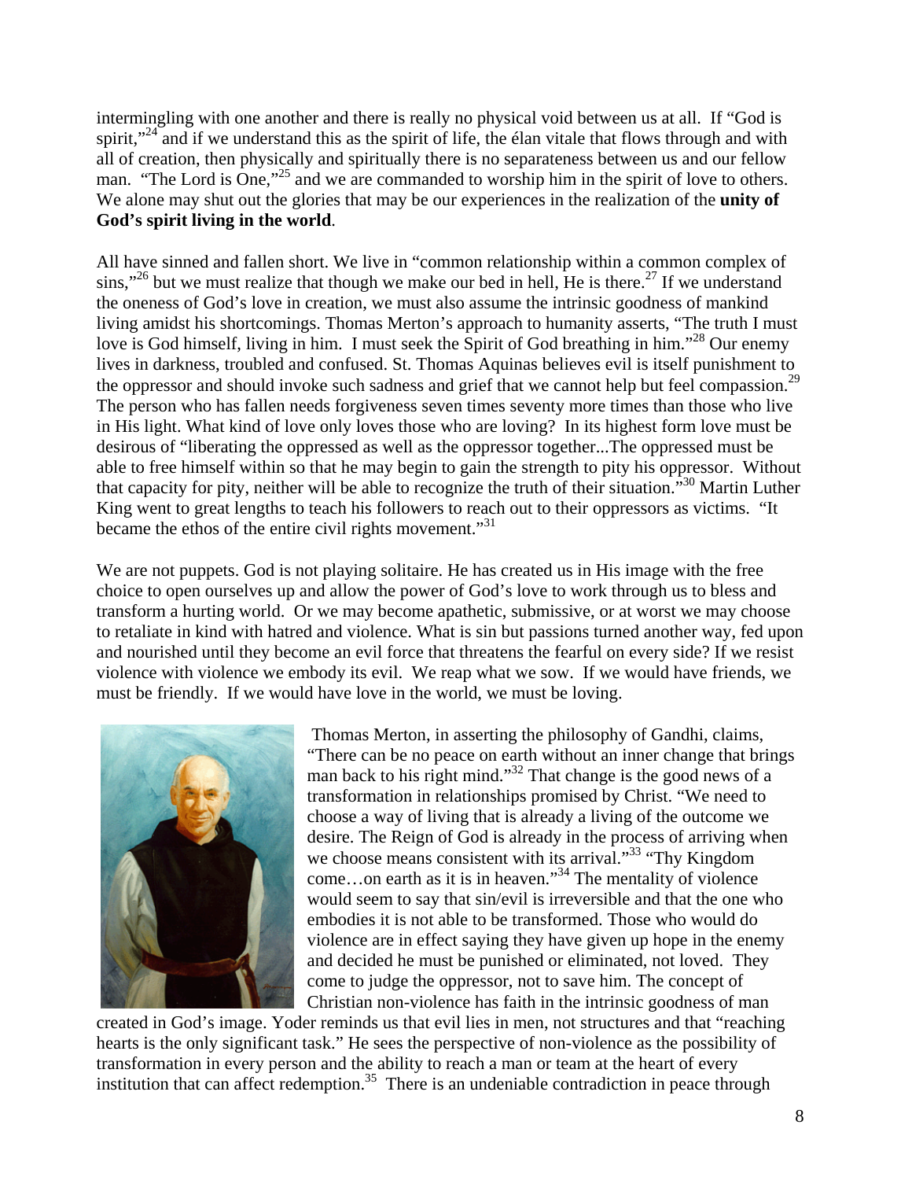intermingling with one another and there is really no physical void between us at all. If "God is spirit,"[24] and if we understand this as the spirit of life, the élan vitale that flows through and with all of creation, then physically and spiritually there is no separateness between us and our fellow man. "The Lord is One,"[25] and we are commanded to worship him in the spirit of love to others. We alone may shut out the glories that may be our experiences in the realization of the **unity of God's spirit living in the world**.

All have sinned and fallen short. We live in "common relationship within a common complex of sins,"[26] but we must realize that though we make our bed in hell, He is there.[27] If we understand the oneness of God's love in creation, we must also assume the intrinsic goodness of mankind living amidst his shortcomings. Thomas Merton's approach to humanity asserts, "The truth I must love is God himself, living in him. I must seek the Spirit of God breathing in him."[28] Our enemy lives in darkness, troubled and confused. St. Thomas Aquinas believes evil is itself punishment to the oppressor and should invoke such sadness and grief that we cannot help but feel compassion.[29] The person who has fallen needs forgiveness seven times seventy more times than those who live in His light. What kind of love only loves those who are loving? In its highest form love must be desirous of "liberating the oppressed as well as the oppressor together...The oppressed must be able to free himself within so that he may begin to gain the strength to pity his oppressor. Without that capacity for pity, neither will be able to recognize the truth of their situation."[30] Martin Luther King went to great lengths to teach his followers to reach out to their oppressors as victims. "It became the ethos of the entire civil rights movement."[31]

We are not puppets. God is not playing solitaire. He has created us in His image with the free choice to open ourselves up and allow the power of God's love to work through us to bless and transform a hurting world. Or we may become apathetic, submissive, or at worst we may choose to retaliate in kind with hatred and violence. What is sin but passions turned another way, fed upon and nourished until they become an evil force that threatens the fearful on every side? If we resist violence with violence we embody its evil. We reap what we sow. If we would have friends, we must be friendly. If we would have love in the world, we must be loving.

Thomas Merton, in asserting the philosophy of Gandhi, claims, "There can be no peace on earth without an inner change that brings man back to his right mind."[32] That change is the good news of a transformation in relationships promised by Christ. "We need to choose a way of living that is already a living of the outcome we desire. The Reign of God is already in the process of arriving when we choose means consistent with its arrival."[33] "Thy Kingdom come…on earth as it is in heaven."[34] The mentality of violence would seem to say that sin/evil is irreversible and that the one who embodies it is not able to be transformed. Those who would do violence are in effect saying they have given up hope in the enemy and decided he must be punished or eliminated, not loved. They come to judge the oppressor, not to save him. The concept of Christian non-violence has faith in the intrinsic goodness of man created in God's image. Yoder reminds us that evil lies in men, not structures and that "reaching hearts is the only significant task." He sees the perspective of non-violence as the possibility of transformation in every person and the ability to reach a man or team at the heart of every institution that can affect redemption.[35] There is an undeniable contradiction in peace through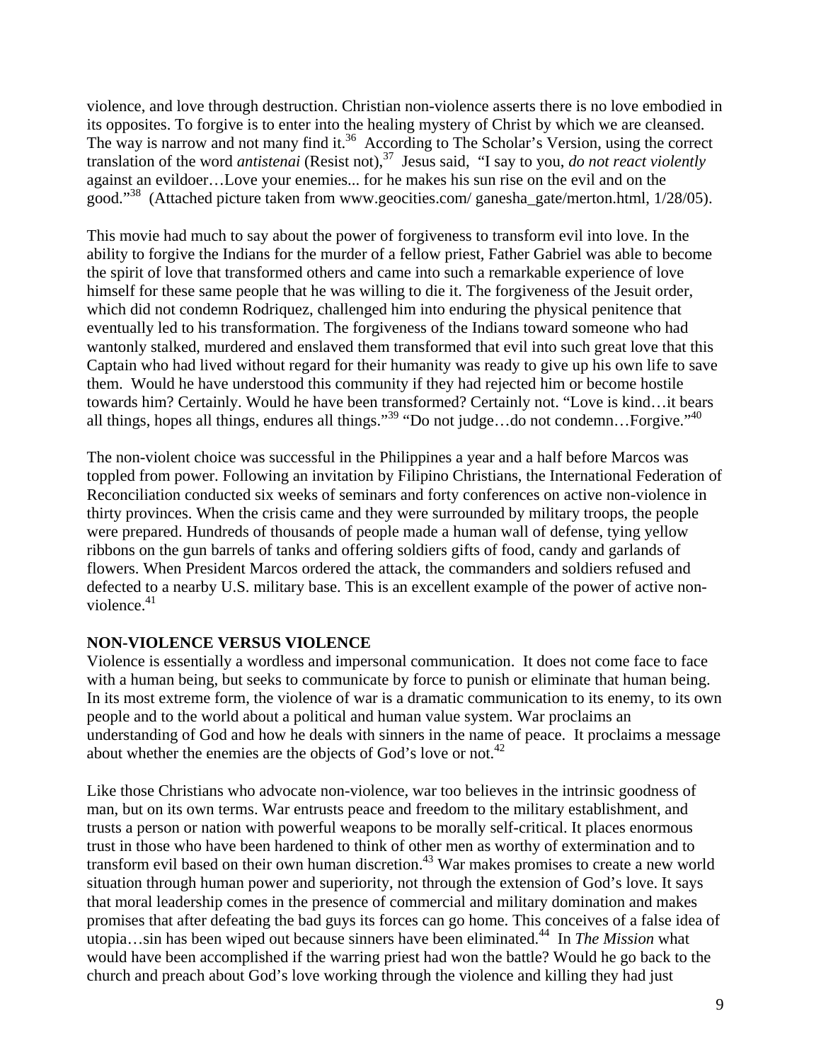violence, and love through destruction. Christian non-violence asserts there is no love embodied in its opposites. To forgive is to enter into the healing mystery of Christ by which we are cleansed. The way is narrow and not many find it.[36] According to The Scholar's Version, using the correct translation of the word *antistenai* (Resist not),[37] Jesus said, "I say to you, *do not react violently* against an evildoer…Love your enemies... for he makes his sun rise on the evil and on the good."[38] (Attached picture taken from www.geocities.com/ ganesha_gate/merton.html, 1/28/05).

This movie had much to say about the power of forgiveness to transform evil into love. In the ability to forgive the Indians for the murder of a fellow priest, Father Gabriel was able to become the spirit of love that transformed others and came into such a remarkable experience of love himself for these same people that he was willing to die it. The forgiveness of the Jesuit order, which did not condemn Rodriquez, challenged him into enduring the physical penitence that eventually led to his transformation. The forgiveness of the Indians toward someone who had wantonly stalked, murdered and enslaved them transformed that evil into such great love that this Captain who had lived without regard for their humanity was ready to give up his own life to save them. Would he have understood this community if they had rejected him or become hostile towards him? Certainly. Would he have been transformed? Certainly not. "Love is kind…it bears all things, hopes all things, endures all things."[39] "Do not judge…do not condemn…Forgive."[40]

The non-violent choice was successful in the Philippines a year and a half before Marcos was toppled from power. Following an invitation by Filipino Christians, the International Federation of Reconciliation conducted six weeks of seminars and forty conferences on active non-violence in thirty provinces. When the crisis came and they were surrounded by military troops, the people were prepared. Hundreds of thousands of people made a human wall of defense, tying yellow ribbons on the gun barrels of tanks and offering soldiers gifts of food, candy and garlands of flowers. When President Marcos ordered the attack, the commanders and soldiers refused and defected to a nearby U.S. military base. This is an excellent example of the power of active non-violence.[41]

**NON-VIOLENCE VERSUS VIOLENCE**

Violence is essentially a wordless and impersonal communication. It does not come face to face with a human being, but seeks to communicate by force to punish or eliminate that human being. In its most extreme form, the violence of war is a dramatic communication to its enemy, to its own people and to the world about a political and human value system. War proclaims an understanding of God and how he deals with sinners in the name of peace. It proclaims a message about whether the enemies are the objects of God's love or not.[42]

Like those Christians who advocate non-violence, war too believes in the intrinsic goodness of man, but on its own terms. War entrusts peace and freedom to the military establishment, and trusts a person or nation with powerful weapons to be morally self-critical. It places enormous trust in those who have been hardened to think of other men as worthy of extermination and to transform evil based on their own human discretion.[43] War makes promises to create a new world situation through human power and superiority, not through the extension of God's love. It says that moral leadership comes in the presence of commercial and military domination and makes promises that after defeating the bad guys its forces can go home. This conceives of a false idea of utopia…sin has been wiped out because sinners have been eliminated.[44] In *The Mission* what would have been accomplished if the warring priest had won the battle? Would he go back to the church and preach about God's love working through the violence and killing they had just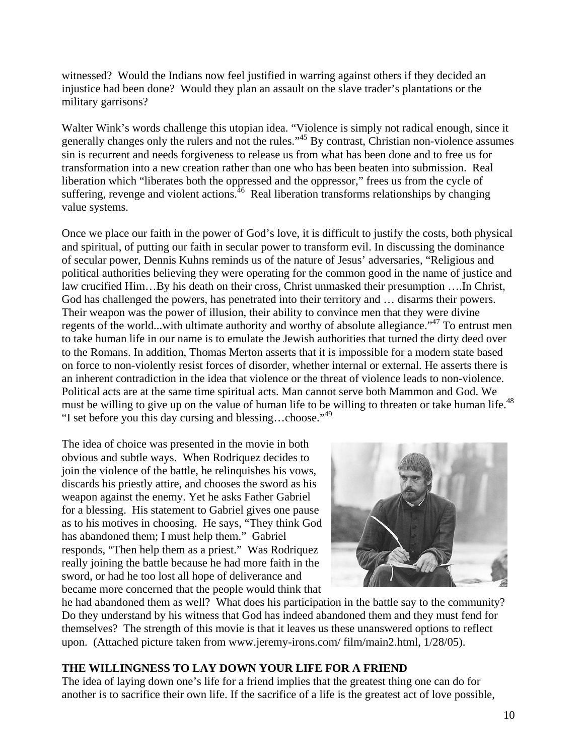witnessed? Would the Indians now feel justified in warring against others if they decided an injustice had been done? Would they plan an assault on the slave trader's plantations or the military garrisons?

Walter Wink's words challenge this utopian idea. "Violence is simply not radical enough, since it generally changes only the rulers and not the rules."[45] By contrast, Christian non-violence assumes sin is recurrent and needs forgiveness to release us from what has been done and to free us for transformation into a new creation rather than one who has been beaten into submission. Real liberation which "liberates both the oppressed and the oppressor," frees us from the cycle of suffering, revenge and violent actions.[46] Real liberation transforms relationships by changing value systems.

Once we place our faith in the power of God's love, it is difficult to justify the costs, both physical and spiritual, of putting our faith in secular power to transform evil. In discussing the dominance of secular power, Dennis Kuhns reminds us of the nature of Jesus' adversaries, "Religious and political authorities believing they were operating for the common good in the name of justice and law crucified Him…By his death on their cross, Christ unmasked their presumption ….In Christ, God has challenged the powers, has penetrated into their territory and … disarms their powers. Their weapon was the power of illusion, their ability to convince men that they were divine regents of the world...with ultimate authority and worthy of absolute allegiance."[47] To entrust men to take human life in our name is to emulate the Jewish authorities that turned the dirty deed over to the Romans. In addition, Thomas Merton asserts that it is impossible for a modern state based on force to non-violently resist forces of disorder, whether internal or external. He asserts there is an inherent contradiction in the idea that violence or the threat of violence leads to non-violence. Political acts are at the same time spiritual acts. Man cannot serve both Mammon and God. We must be willing to give up on the value of human life to be willing to threaten or take human life.[48] "I set before you this day cursing and blessing…choose."[49]

The idea of choice was presented in the movie in both obvious and subtle ways. When Rodriquez decides to join the violence of the battle, he relinquishes his vows, discards his priestly attire, and chooses the sword as his weapon against the enemy. Yet he asks Father Gabriel for a blessing. His statement to Gabriel gives one pause as to his motives in choosing. He says, "They think God has abandoned them; I must help them." Gabriel responds, "Then help them as a priest." Was Rodriquez really joining the battle because he had more faith in the sword, or had he too lost all hope of deliverance and became more concerned that the people would think that he had abandoned them as well? What does his participation in the battle say to the community? Do they understand by his witness that God has indeed abandoned them and they must fend for themselves? The strength of this movie is that it leaves us these unanswered options to reflect upon. (Attached picture taken from www.jeremy-irons.com/ film/main2.html, 1/28/05).

**THE WILLINGNESS TO LAY DOWN YOUR LIFE FOR A FRIEND**

The idea of laying down one's life for a friend implies that the greatest thing one can do for another is to sacrifice their own life. If the sacrifice of a life is the greatest act of love possible,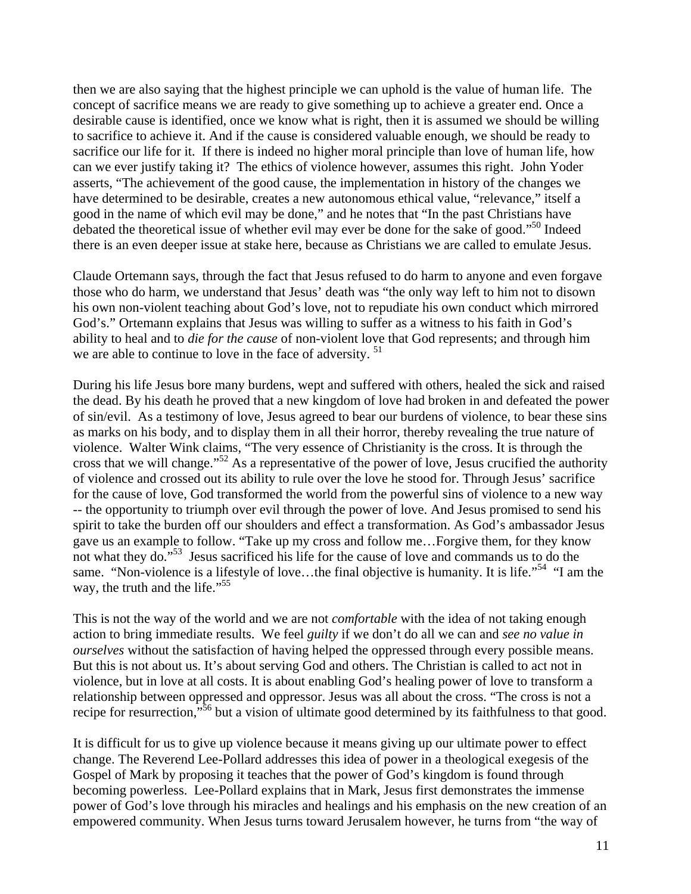then we are also saying that the highest principle we can uphold is the value of human life. The concept of sacrifice means we are ready to give something up to achieve a greater end. Once a desirable cause is identified, once we know what is right, then it is assumed we should be willing to sacrifice to achieve it. And if the cause is considered valuable enough, we should be ready to sacrifice our life for it. If there is indeed no higher moral principle than love of human life, how can we ever justify taking it? The ethics of violence however, assumes this right. John Yoder asserts, "The achievement of the good cause, the implementation in history of the changes we have determined to be desirable, creates a new autonomous ethical value, "relevance," itself a good in the name of which evil may be done," and he notes that "In the past Christians have debated the theoretical issue of whether evil may ever be done for the sake of good."[50] Indeed there is an even deeper issue at stake here, because as Christians we are called to emulate Jesus.

Claude Ortemann says, through the fact that Jesus refused to do harm to anyone and even forgave those who do harm, we understand that Jesus' death was "the only way left to him not to disown his own non-violent teaching about God's love, not to repudiate his own conduct which mirrored God's." Ortemann explains that Jesus was willing to suffer as a witness to his faith in God's ability to heal and to *die for the cause* of non-violent love that God represents; and through him we are able to continue to love in the face of adversity. [51]

During his life Jesus bore many burdens, wept and suffered with others, healed the sick and raised the dead. By his death he proved that a new kingdom of love had broken in and defeated the power of sin/evil. As a testimony of love, Jesus agreed to bear our burdens of violence, to bear these sins as marks on his body, and to display them in all their horror, thereby revealing the true nature of violence. Walter Wink claims, "The very essence of Christianity is the cross. It is through the cross that we will change."[52] As a representative of the power of love, Jesus crucified the authority of violence and crossed out its ability to rule over the love he stood for. Through Jesus' sacrifice for the cause of love, God transformed the world from the powerful sins of violence to a new way -- the opportunity to triumph over evil through the power of love. And Jesus promised to send his spirit to take the burden off our shoulders and effect a transformation. As God's ambassador Jesus gave us an example to follow. "Take up my cross and follow me…Forgive them, for they know not what they do."[53] Jesus sacrificed his life for the cause of love and commands us to do the same. "Non-violence is a lifestyle of love…the final objective is humanity. It is life."[54] "I am the way, the truth and the life."[55]

This is not the way of the world and we are not *comfortable* with the idea of not taking enough action to bring immediate results. We feel *guilty* if we don't do all we can and *see no value in ourselves* without the satisfaction of having helped the oppressed through every possible means. But this is not about us. It's about serving God and others. The Christian is called to act not in violence, but in love at all costs. It is about enabling God's healing power of love to transform a relationship between oppressed and oppressor. Jesus was all about the cross. "The cross is not a recipe for resurrection,"[56] but a vision of ultimate good determined by its faithfulness to that good.

It is difficult for us to give up violence because it means giving up our ultimate power to effect change. The Reverend Lee-Pollard addresses this idea of power in a theological exegesis of the Gospel of Mark by proposing it teaches that the power of God's kingdom is found through becoming powerless. Lee-Pollard explains that in Mark, Jesus first demonstrates the immense power of God's love through his miracles and healings and his emphasis on the new creation of an empowered community. When Jesus turns toward Jerusalem however, he turns from "the way of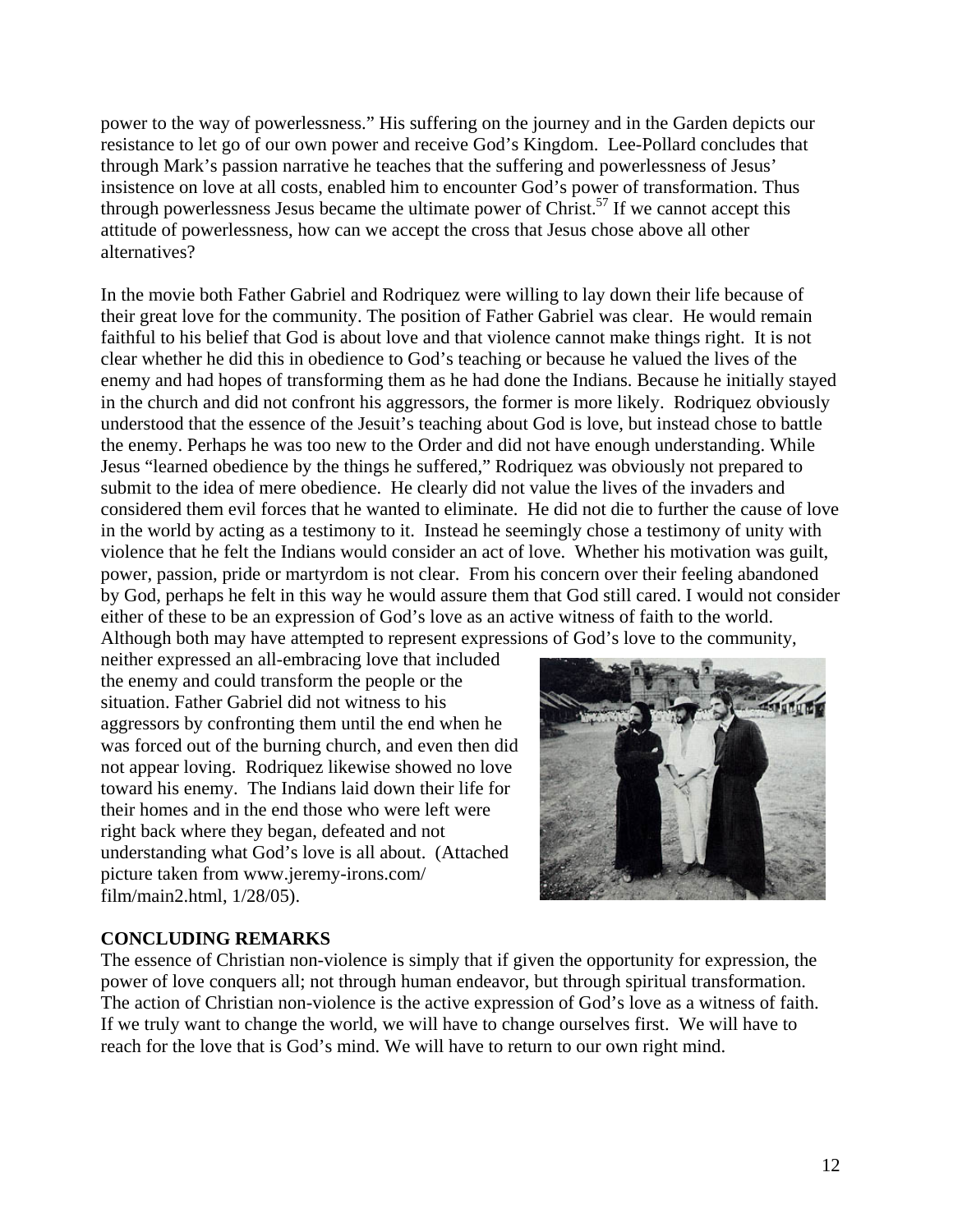power to the way of powerlessness." His suffering on the journey and in the Garden depicts our resistance to let go of our own power and receive God's Kingdom. Lee-Pollard concludes that through Mark's passion narrative he teaches that the suffering and powerlessness of Jesus' insistence on love at all costs, enabled him to encounter God's power of transformation. Thus through powerlessness Jesus became the ultimate power of Christ.[57] If we cannot accept this attitude of powerlessness, how can we accept the cross that Jesus chose above all other alternatives?

In the movie both Father Gabriel and Rodriquez were willing to lay down their life because of their great love for the community. The position of Father Gabriel was clear. He would remain faithful to his belief that God is about love and that violence cannot make things right. It is not clear whether he did this in obedience to God's teaching or because he valued the lives of the enemy and had hopes of transforming them as he had done the Indians. Because he initially stayed in the church and did not confront his aggressors, the former is more likely. Rodriquez obviously understood that the essence of the Jesuit's teaching about God is love, but instead chose to battle the enemy. Perhaps he was too new to the Order and did not have enough understanding. While Jesus "learned obedience by the things he suffered," Rodriquez was obviously not prepared to submit to the idea of mere obedience. He clearly did not value the lives of the invaders and considered them evil forces that he wanted to eliminate. He did not die to further the cause of love in the world by acting as a testimony to it. Instead he seemingly chose a testimony of unity with violence that he felt the Indians would consider an act of love. Whether his motivation was guilt, power, passion, pride or martyrdom is not clear. From his concern over their feeling abandoned by God, perhaps he felt in this way he would assure them that God still cared. I would not consider either of these to be an expression of God's love as an active witness of faith to the world. Although both may have attempted to represent expressions of God's love to the community, neither expressed an all-embracing love that included the enemy and could transform the people or the situation. Father Gabriel did not witness to his aggressors by confronting them until the end when he was forced out of the burning church, and even then did not appear loving. Rodriquez likewise showed no love toward his enemy. The Indians laid down their life for their homes and in the end those who were left were right back where they began, defeated and not understanding what God's love is all about. (Attached picture taken from www.jeremy-irons.com/ film/main2.html, 1/28/05).

**CONCLUDING REMARKS**

The essence of Christian non-violence is simply that if given the opportunity for expression, the power of love conquers all; not through human endeavor, but through spiritual transformation. The action of Christian non-violence is the active expression of God's love as a witness of faith. If we truly want to change the world, we will have to change ourselves first. We will have to reach for the love that is God's mind. We will have to return to our own right mind.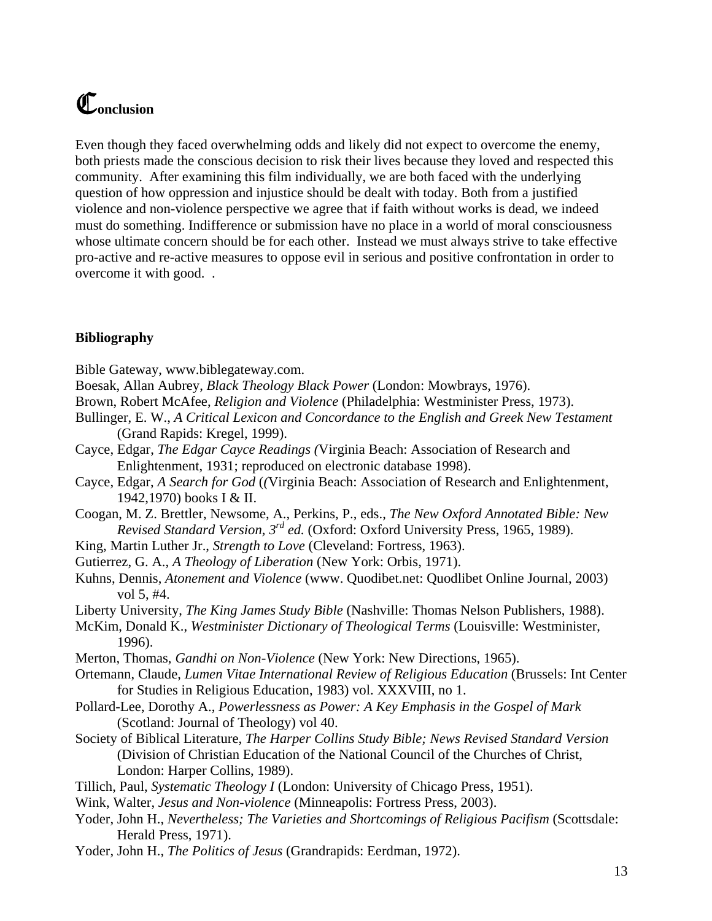# Conclusion

Even though they faced overwhelming odds and likely did not expect to overcome the enemy, both priests made the conscious decision to risk their lives because they loved and respected this community. After examining this film individually, we are both faced with the underlying question of how oppression and injustice should be dealt with today. Both from a justified violence and non-violence perspective we agree that if faith without works is dead, we indeed must do something. Indifference or submission have no place in a world of moral consciousness whose ultimate concern should be for each other. Instead we must always strive to take effective pro-active and re-active measures to oppose evil in serious and positive confrontation in order to overcome it with good. .

## Bibliography

Bible Gateway, www.biblegateway.com.

Boesak, Allan Aubrey, *Black Theology Black Power* (London: Mowbrays, 1976).

Brown, Robert McAfee, *Religion and Violence* (Philadelphia: Westminister Press, 1973).

Bullinger, E. W., *A Critical Lexicon and Concordance to the English and Greek New Testament* (Grand Rapids: Kregel, 1999).

Cayce, Edgar, *The Edgar Cayce Readings (*Virginia Beach: Association of Research and Enlightenment, 1931; reproduced on electronic database 1998).

Cayce, Edgar, *A Search for God* ((Virginia Beach: Association of Research and Enlightenment, 1942,1970) books I & II.

Coogan, M. Z. Brettler, Newsome, A., Perkins, P., eds., *The New Oxford Annotated Bible: New Revised Standard Version, 3rd ed.* (Oxford: Oxford University Press, 1965, 1989).

King, Martin Luther Jr., *Strength to Love* (Cleveland: Fortress, 1963).

Gutierrez, G. A., *A Theology of Liberation* (New York: Orbis, 1971).

Kuhns, Dennis, *Atonement and Violence* (www. Quodibet.net: Quodlibet Online Journal, 2003) vol 5, #4.

Liberty University, *The King James Study Bible* (Nashville: Thomas Nelson Publishers, 1988).

McKim, Donald K., *Westminister Dictionary of Theological Terms* (Louisville: Westminister, 1996).

Merton, Thomas, *Gandhi on Non-Violence* (New York: New Directions, 1965).

Ortemann, Claude, *Lumen Vitae International Review of Religious Education* (Brussels: Int Center for Studies in Religious Education, 1983) vol. XXXVIII, no 1.

Pollard-Lee, Dorothy A., *Powerlessness as Power: A Key Emphasis in the Gospel of Mark* (Scotland: Journal of Theology) vol 40.

Society of Biblical Literature, *The Harper Collins Study Bible; News Revised Standard Version* (Division of Christian Education of the National Council of the Churches of Christ, London: Harper Collins, 1989).

Tillich, Paul, *Systematic Theology I* (London: University of Chicago Press, 1951).

Wink, Walter, *Jesus and Non-violence* (Minneapolis: Fortress Press, 2003).

Yoder, John H., *Nevertheless; The Varieties and Shortcomings of Religious Pacifism* (Scottsdale: Herald Press, 1971).

Yoder, John H., *The Politics of Jesus* (Grandrapids: Eerdman, 1972).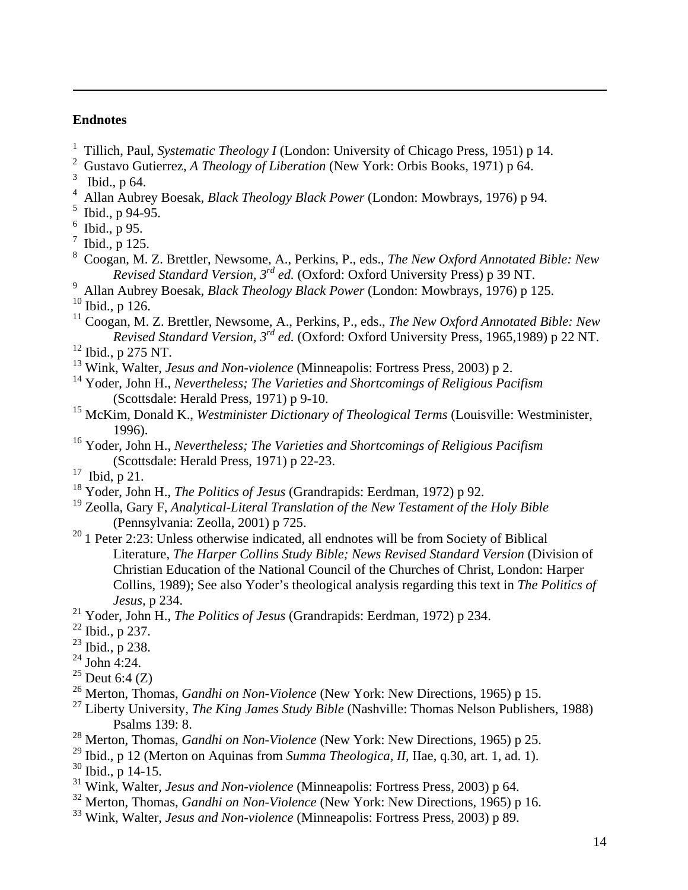## Endnotes

[1] Tillich, Paul, *Systematic Theology I* (London: University of Chicago Press, 1951) p 14.
[2] Gustavo Gutierrez, *A Theology of Liberation* (New York: Orbis Books, 1971) p 64.
[3] Ibid., p 64.
[4] Allan Aubrey Boesak, *Black Theology Black Power* (London: Mowbrays, 1976) p 94.
[5] Ibid., p 94-95.
[6] Ibid., p 95.
[7] Ibid., p 125.
[8] Coogan, M. Z. Brettler, Newsome, A., Perkins, P., eds., *The New Oxford Annotated Bible: New Revised Standard Version, 3rd ed.* (Oxford: Oxford University Press) p 39 NT.
[9] Allan Aubrey Boesak, *Black Theology Black Power* (London: Mowbrays, 1976) p 125.
[10] Ibid., p 126.
[11] Coogan, M. Z. Brettler, Newsome, A., Perkins, P., eds., *The New Oxford Annotated Bible: New Revised Standard Version, 3rd ed.* (Oxford: Oxford University Press, 1965,1989) p 22 NT.
[12] Ibid., p 275 NT.
[13] Wink, Walter, *Jesus and Non-violence* (Minneapolis: Fortress Press, 2003) p 2.
[14] Yoder, John H., *Nevertheless; The Varieties and Shortcomings of Religious Pacifism* (Scottsdale: Herald Press, 1971) p 9-10.
[15] McKim, Donald K., *Westminister Dictionary of Theological Terms* (Louisville: Westminister, 1996).
[16] Yoder, John H., *Nevertheless; The Varieties and Shortcomings of Religious Pacifism* (Scottsdale: Herald Press, 1971) p 22-23.
[17] Ibid, p 21.
[18] Yoder, John H., *The Politics of Jesus* (Grandrapids: Eerdman, 1972) p 92.
[19] Zeolla, Gary F, *Analytical-Literal Translation of the New Testament of the Holy Bible* (Pennsylvania: Zeolla, 2001) p 725.
[20] 1 Peter 2:23: Unless otherwise indicated, all endnotes will be from Society of Biblical Literature, *The Harper Collins Study Bible; News Revised Standard Version* (Division of Christian Education of the National Council of the Churches of Christ, London: Harper Collins, 1989); See also Yoder's theological analysis regarding this text in *The Politics of Jesus*, p 234.
[21] Yoder, John H., *The Politics of Jesus* (Grandrapids: Eerdman, 1972) p 234.
[22] Ibid., p 237.
[23] Ibid., p 238.
[24] John 4:24.
[25] Deut 6:4 (Z)
[26] Merton, Thomas, *Gandhi on Non-Violence* (New York: New Directions, 1965) p 15.
[27] Liberty University, *The King James Study Bible* (Nashville: Thomas Nelson Publishers, 1988) Psalms 139: 8.
[28] Merton, Thomas, *Gandhi on Non-Violence* (New York: New Directions, 1965) p 25.
[29] Ibid., p 12 (Merton on Aquinas from *Summa Theologica, II*, IIae, q.30, art. 1, ad. 1).
[30] Ibid., p 14-15.
[31] Wink, Walter, *Jesus and Non-violence* (Minneapolis: Fortress Press, 2003) p 64.
[32] Merton, Thomas, *Gandhi on Non-Violence* (New York: New Directions, 1965) p 16.
[33] Wink, Walter, *Jesus and Non-violence* (Minneapolis: Fortress Press, 2003) p 89.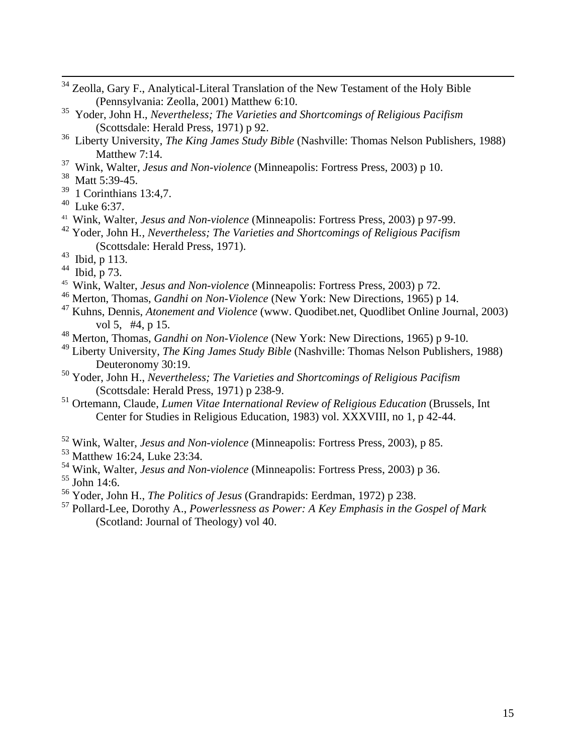[34] Zeolla, Gary F., Analytical-Literal Translation of the New Testament of the Holy Bible (Pennsylvania: Zeolla, 2001) Matthew 6:10.

[35] Yoder, John H., *Nevertheless; The Varieties and Shortcomings of Religious Pacifism* (Scottsdale: Herald Press, 1971) p 92.

[36] Liberty University, *The King James Study Bible* (Nashville: Thomas Nelson Publishers, 1988) Matthew 7:14.

[37] Wink, Walter, *Jesus and Non-violence* (Minneapolis: Fortress Press, 2003) p 10.

[38] Matt 5:39-45.

[39] 1 Corinthians 13:4,7.

[40] Luke 6:37.

[41] Wink, Walter, *Jesus and Non-violence* (Minneapolis: Fortress Press, 2003) p 97-99.

[42] Yoder, John H., *Nevertheless; The Varieties and Shortcomings of Religious Pacifism* (Scottsdale: Herald Press, 1971).

[43] Ibid, p 113.

[44] Ibid, p 73.

[45] Wink, Walter, *Jesus and Non-violence* (Minneapolis: Fortress Press, 2003) p 72.

[46] Merton, Thomas, *Gandhi on Non-Violence* (New York: New Directions, 1965) p 14.

[47] Kuhns, Dennis, *Atonement and Violence* (www. Quodibet.net, Quodlibet Online Journal, 2003) vol 5, #4, p 15.

[48] Merton, Thomas, *Gandhi on Non-Violence* (New York: New Directions, 1965) p 9-10.

[49] Liberty University, *The King James Study Bible* (Nashville: Thomas Nelson Publishers, 1988) Deuteronomy 30:19.

[50] Yoder, John H., *Nevertheless; The Varieties and Shortcomings of Religious Pacifism* (Scottsdale: Herald Press, 1971) p 238-9.

[51] Ortemann, Claude, *Lumen Vitae International Review of Religious Education* (Brussels, Int Center for Studies in Religious Education, 1983) vol. XXXVIII, no 1, p 42-44.

[52] Wink, Walter, *Jesus and Non-violence* (Minneapolis: Fortress Press, 2003), p 85.

[53] Matthew 16:24, Luke 23:34.

[54] Wink, Walter, *Jesus and Non-violence* (Minneapolis: Fortress Press, 2003) p 36.

[55] John 14:6.

[56] Yoder, John H., *The Politics of Jesus* (Grandrapids: Eerdman, 1972) p 238.

[57] Pollard-Lee, Dorothy A., *Powerlessness as Power: A Key Emphasis in the Gospel of Mark* (Scotland: Journal of Theology) vol 40.